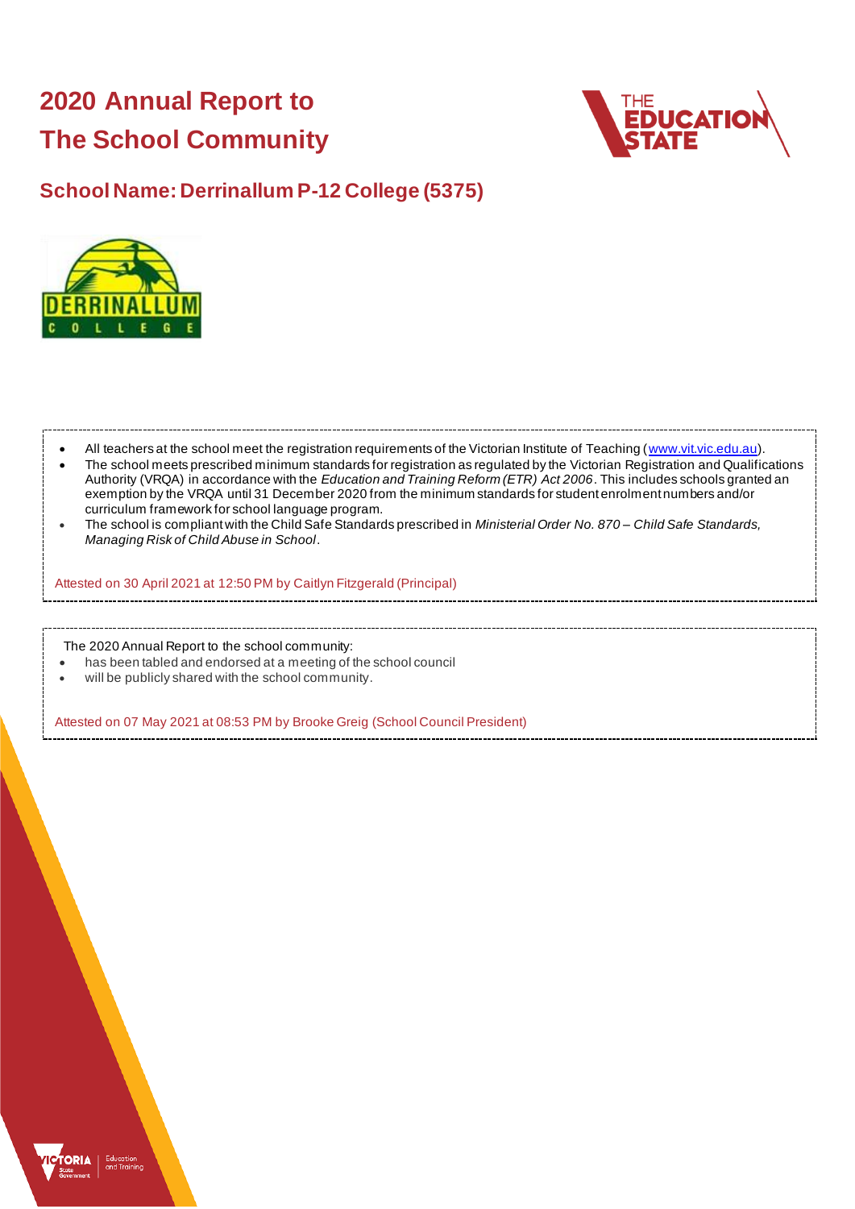# 2020 Annual Report to The School Community

## School Name: Derrinallum P-12 College (5375)

- All teachers at the school meet the registration requirements of the Victorian Institute of Teaching (www.vit.vic.edu.au).
- The school meets prescribed minimum standards for registration as regulated by the Victorian Registration and Qualifications Authority (VRQA) in accordance with the *Education and Training Reform (ETR) Act 2006*. This includes schools granted an exemption by the VRQA until 31 December 2020 from the minimum standards for student enrolment numbers and/or curriculum framework for school language program.
- The school is compliant with the Child Safe Standards prescribed in *Ministerial Order No. 870 – Child Safe Standards, Managing Risk of Child Abuse in School*.

Attested on 30 April 2021 at 12:50 PM by Caitlyn Fitzgerald (Principal)

The 2020 Annual Report to the school community:

- has been tabled and endorsed at a meeting of the school council
- will be publicly shared with the school community.

Attested on 07 May 2021 at 08:53 PM by Brooke Greig (School Council President)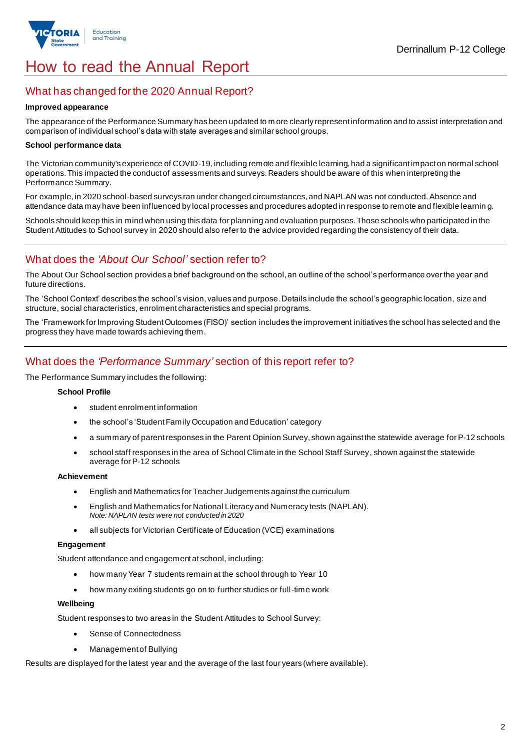# How to read the Annual Report

## What has changed for the 2020 Annual Report?

**Improved appearance**

The appearance of the Performance Summary has been updated to more clearly represent information and to assist interpretation and comparison of individual school's data with state averages and similar school groups.

**School performance data**

The Victorian community's experience of COVID-19, including remote and flexible learning, had a significant impact on normal school operations. This impacted the conduct of assessments and surveys. Readers should be aware of this when interpreting the Performance Summary.

For example, in 2020 school-based surveys ran under changed circumstances, and NAPLAN was not conducted. Absence and attendance data may have been influenced by local processes and procedures adopted in response to remote and flexible learning.

Schools should keep this in mind when using this data for planning and evaluation purposes. Those schools who participated in the Student Attitudes to School survey in 2020 should also refer to the advice provided regarding the consistency of their data.

## What does the *'About Our School'* section refer to?

The About Our School section provides a brief background on the school, an outline of the school's performance over the year and future directions.

The 'School Context' describes the school's vision, values and purpose. Details include the school's geographic location, size and structure, social characteristics, enrolment characteristics and special programs.

The 'Framework for Improving Student Outcomes (FISO)' section includes the improvement initiatives the school has selected and the progress they have made towards achieving them.

## What does the *'Performance Summary'* section of this report refer to?

The Performance Summary includes the following:

**School Profile**

- student enrolment information
- the school's 'Student Family Occupation and Education' category
- a summary of parent responses in the Parent Opinion Survey, shown against the statewide average for P-12 schools
- school staff responses in the area of School Climate in the School Staff Survey, shown against the statewide average for P-12 schools

**Achievement**

- English and Mathematics for Teacher Judgements against the curriculum
- English and Mathematics for National Literacy and Numeracy tests (NAPLAN).
  *Note: NAPLAN tests were not conducted in 2020*
- all subjects for Victorian Certificate of Education (VCE) examinations

**Engagement**

Student attendance and engagement at school, including:

- how many Year 7 students remain at the school through to Year 10
- how many exiting students go on to further studies or full-time work

**Wellbeing**

Student responses to two areas in the Student Attitudes to School Survey:

- Sense of Connectedness
- Management of Bullying

Results are displayed for the latest year and the average of the last four years (where available).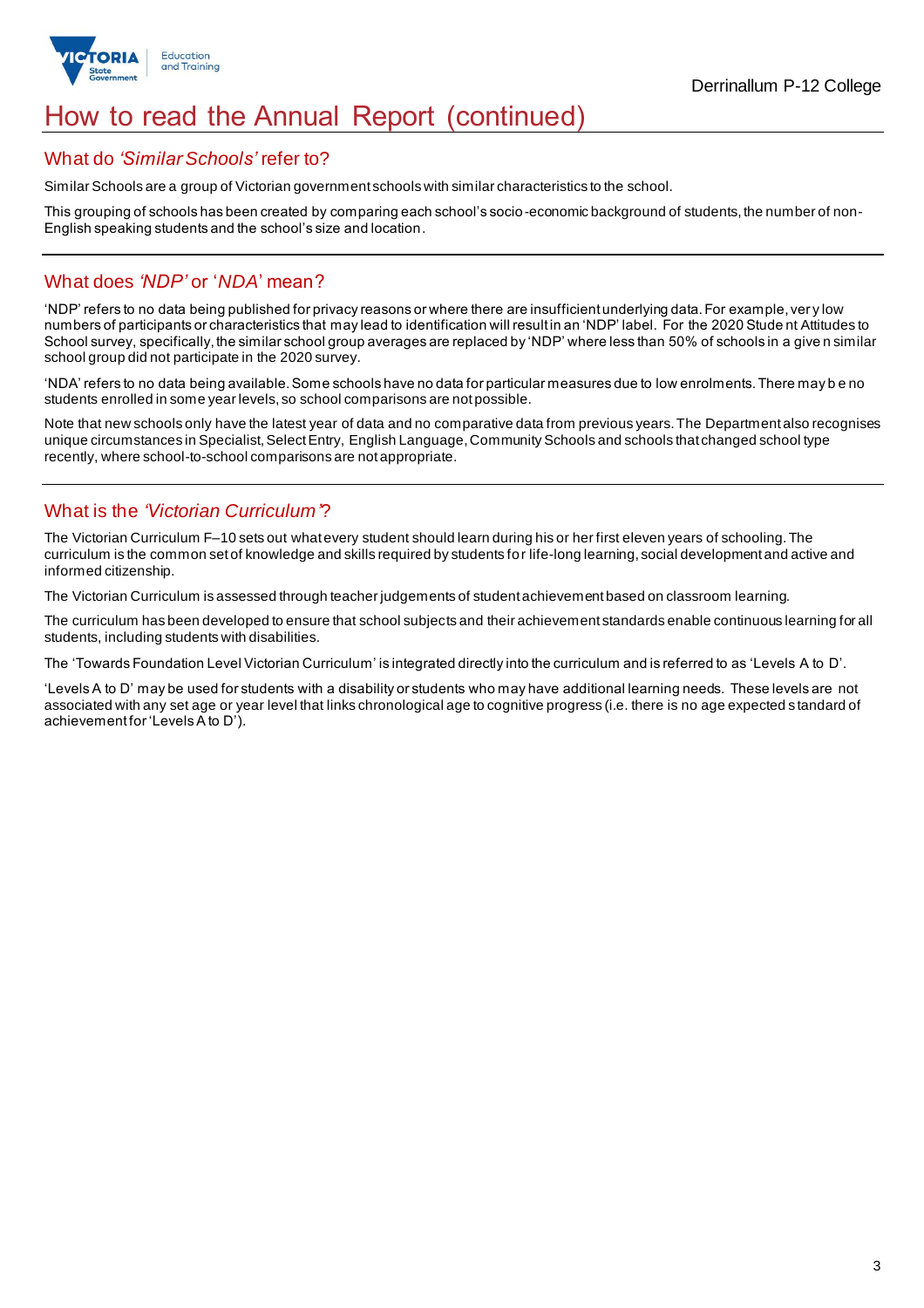# How to read the Annual Report (continued)

## What do *'Similar Schools'* refer to?

Similar Schools are a group of Victorian government schools with similar characteristics to the school.

This grouping of schools has been created by comparing each school's socio-economic background of students, the number of non-English speaking students and the school's size and location.

## What does *'NDP'* or '*NDA*' mean?

'NDP' refers to no data being published for privacy reasons or where there are insufficient underlying data. For example, very low numbers of participants or characteristics that may lead to identification will result in an 'NDP' label. For the 2020 Student Attitudes to School survey, specifically, the similar school group averages are replaced by 'NDP' where less than 50% of schools in a given similar school group did not participate in the 2020 survey.

'NDA' refers to no data being available. Some schools have no data for particular measures due to low enrolments. There may be no students enrolled in some year levels, so school comparisons are not possible.

Note that new schools only have the latest year of data and no comparative data from previous years. The Department also recognises unique circumstances in Specialist, Select Entry, English Language, Community Schools and schools that changed school type recently, where school-to-school comparisons are not appropriate.

## What is the *'Victorian Curriculum'*?

The Victorian Curriculum F–10 sets out what every student should learn during his or her first eleven years of schooling. The curriculum is the common set of knowledge and skills required by students for life-long learning, social development and active and informed citizenship.

The Victorian Curriculum is assessed through teacher judgements of student achievement based on classroom learning.

The curriculum has been developed to ensure that school subjects and their achievement standards enable continuous learning for all students, including students with disabilities.

The 'Towards Foundation Level Victorian Curriculum' is integrated directly into the curriculum and is referred to as 'Levels A to D'.

'Levels A to D' may be used for students with a disability or students who may have additional learning needs. These levels are not associated with any set age or year level that links chronological age to cognitive progress (i.e. there is no age expected standard of achievement for 'Levels A to D').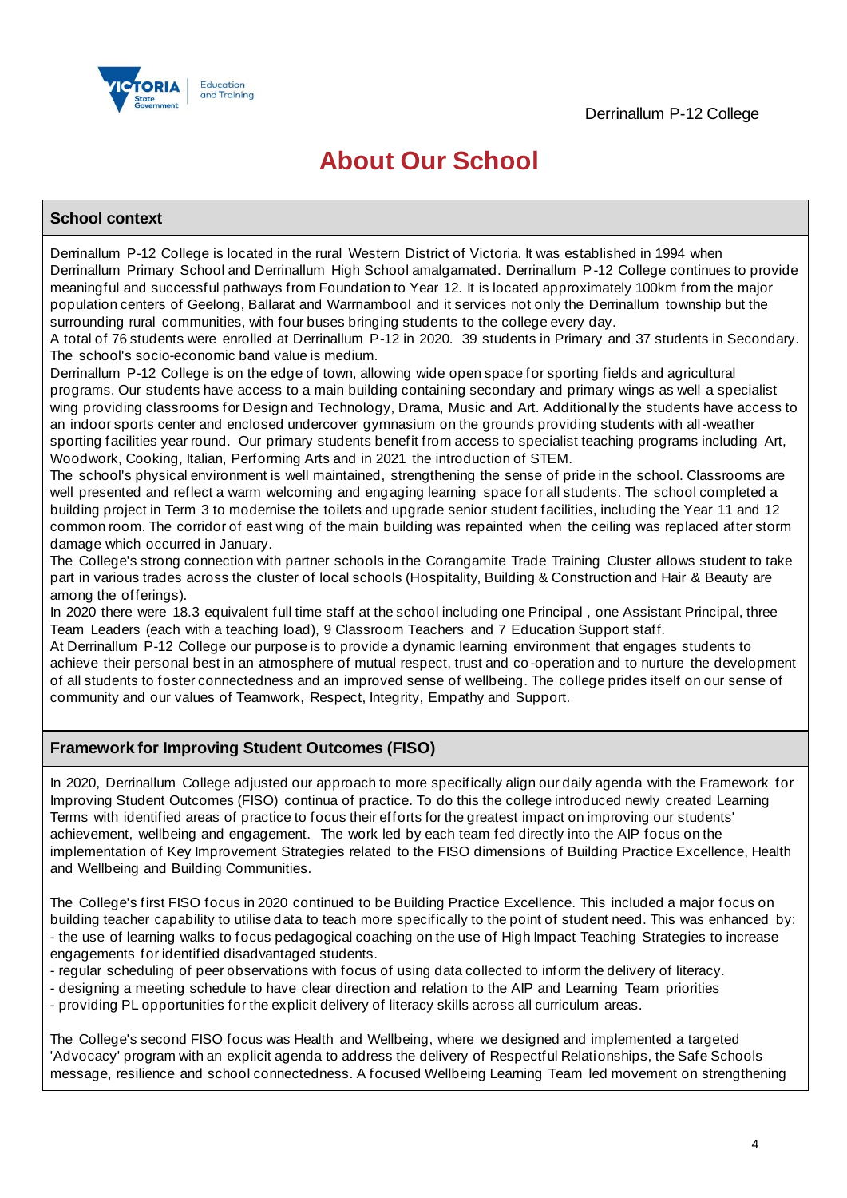# About Our School

## School context

Derrinallum P-12 College is located in the rural Western District of Victoria. It was established in 1994 when Derrinallum Primary School and Derrinallum High School amalgamated. Derrinallum P-12 College continues to provide meaningful and successful pathways from Foundation to Year 12. It is located approximately 100km from the major population centers of Geelong, Ballarat and Warrnambool and it services not only the Derrinallum township but the surrounding rural communities, with four buses bringing students to the college every day.

A total of 76 students were enrolled at Derrinallum P-12 in 2020. 39 students in Primary and 37 students in Secondary. The school's socio-economic band value is medium.

Derrinallum P-12 College is on the edge of town, allowing wide open space for sporting fields and agricultural programs. Our students have access to a main building containing secondary and primary wings as well a specialist wing providing classrooms for Design and Technology, Drama, Music and Art. Additionally the students have access to an indoor sports center and enclosed undercover gymnasium on the grounds providing students with all-weather sporting facilities year round. Our primary students benefit from access to specialist teaching programs including Art, Woodwork, Cooking, Italian, Performing Arts and in 2021 the introduction of STEM.

The school's physical environment is well maintained, strengthening the sense of pride in the school. Classrooms are well presented and reflect a warm welcoming and engaging learning space for all students. The school completed a building project in Term 3 to modernise the toilets and upgrade senior student facilities, including the Year 11 and 12 common room. The corridor of east wing of the main building was repainted when the ceiling was replaced after storm damage which occurred in January.

The College's strong connection with partner schools in the Corangamite Trade Training Cluster allows student to take part in various trades across the cluster of local schools (Hospitality, Building & Construction and Hair & Beauty are among the offerings).

In 2020 there were 18.3 equivalent full time staff at the school including one Principal , one Assistant Principal, three Team Leaders (each with a teaching load), 9 Classroom Teachers and 7 Education Support staff.

At Derrinallum P-12 College our purpose is to provide a dynamic learning environment that engages students to achieve their personal best in an atmosphere of mutual respect, trust and co-operation and to nurture the development of all students to foster connectedness and an improved sense of wellbeing. The college prides itself on our sense of community and our values of Teamwork, Respect, Integrity, Empathy and Support.

## Framework for Improving Student Outcomes (FISO)

In 2020, Derrinallum College adjusted our approach to more specifically align our daily agenda with the Framework for Improving Student Outcomes (FISO) continua of practice. To do this the college introduced newly created Learning Terms with identified areas of practice to focus their efforts for the greatest impact on improving our students' achievement, wellbeing and engagement. The work led by each team fed directly into the AIP focus on the implementation of Key Improvement Strategies related to the FISO dimensions of Building Practice Excellence, Health and Wellbeing and Building Communities.

The College's first FISO focus in 2020 continued to be Building Practice Excellence. This included a major focus on building teacher capability to utilise data to teach more specifically to the point of student need. This was enhanced by:

- the use of learning walks to focus pedagogical coaching on the use of High Impact Teaching Strategies to increase engagements for identified disadvantaged students.
- regular scheduling of peer observations with focus of using data collected to inform the delivery of literacy.
- designing a meeting schedule to have clear direction and relation to the AIP and Learning Team priorities
- providing PL opportunities for the explicit delivery of literacy skills across all curriculum areas.

The College's second FISO focus was Health and Wellbeing, where we designed and implemented a targeted 'Advocacy' program with an explicit agenda to address the delivery of Respectful Relationships, the Safe Schools message, resilience and school connectedness. A focused Wellbeing Learning Team led movement on strengthening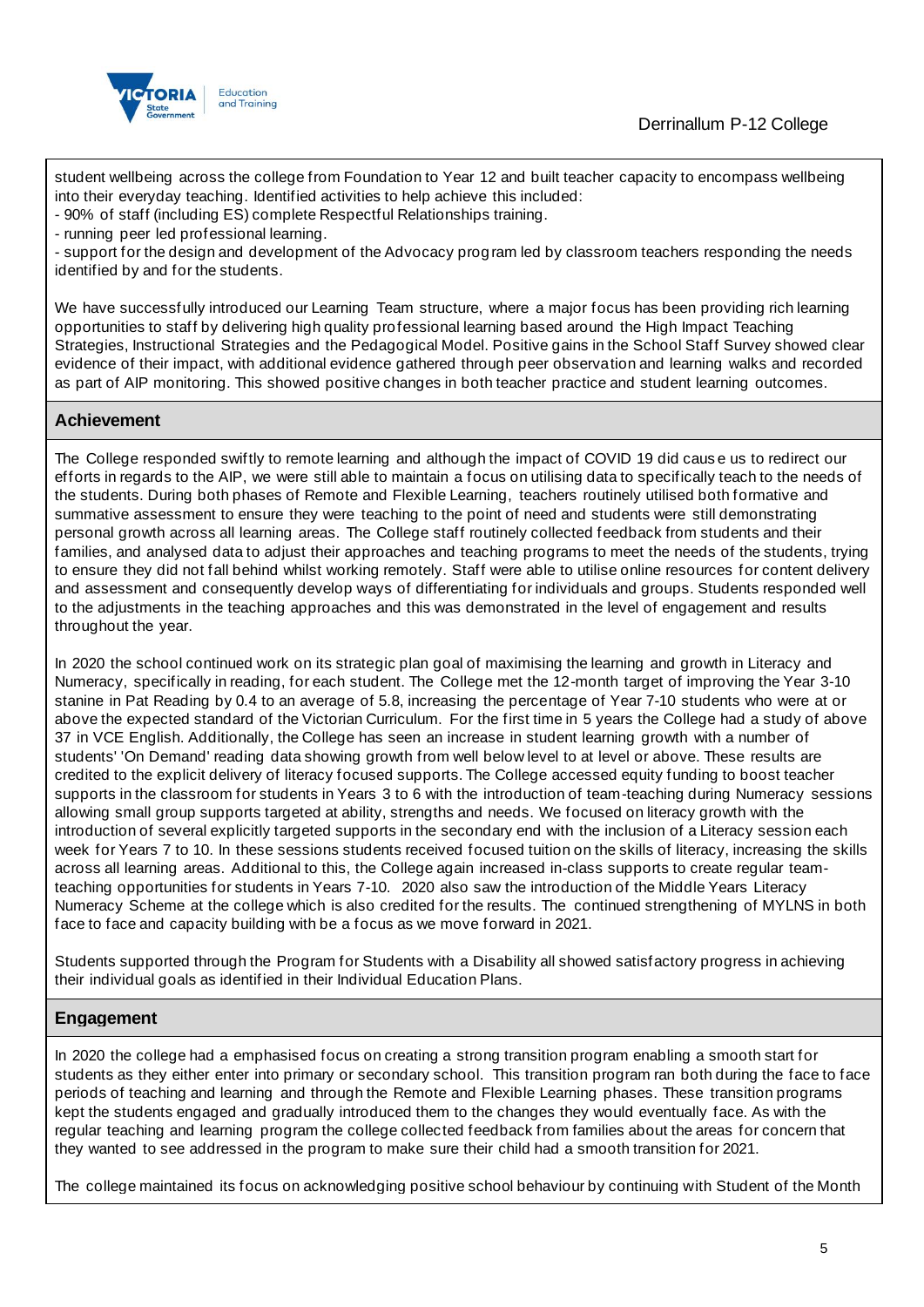student wellbeing across the college from Foundation to Year 12 and built teacher capacity to encompass wellbeing into their everyday teaching. Identified activities to help achieve this included:
- 90% of staff (including ES) complete Respectful Relationships training.
- running peer led professional learning.
- support for the design and development of the Advocacy program led by classroom teachers responding the needs identified by and for the students.

We have successfully introduced our Learning Team structure, where a major focus has been providing rich learning opportunities to staff by delivering high quality professional learning based around the High Impact Teaching Strategies, Instructional Strategies and the Pedagogical Model. Positive gains in the School Staff Survey showed clear evidence of their impact, with additional evidence gathered through peer observation and learning walks and recorded as part of AIP monitoring. This showed positive changes in both teacher practice and student learning outcomes.

## Achievement

The College responded swiftly to remote learning and although the impact of COVID 19 did cause us to redirect our efforts in regards to the AIP, we were still able to maintain a focus on utilising data to specifically teach to the needs of the students. During both phases of Remote and Flexible Learning, teachers routinely utilised both formative and summative assessment to ensure they were teaching to the point of need and students were still demonstrating personal growth across all learning areas. The College staff routinely collected feedback from students and their families, and analysed data to adjust their approaches and teaching programs to meet the needs of the students, trying to ensure they did not fall behind whilst working remotely. Staff were able to utilise online resources for content delivery and assessment and consequently develop ways of differentiating for individuals and groups. Students responded well to the adjustments in the teaching approaches and this was demonstrated in the level of engagement and results throughout the year.

In 2020 the school continued work on its strategic plan goal of maximising the learning and growth in Literacy and Numeracy, specifically in reading, for each student. The College met the 12-month target of improving the Year 3-10 stanine in Pat Reading by 0.4 to an average of 5.8, increasing the percentage of Year 7-10 students who were at or above the expected standard of the Victorian Curriculum. For the first time in 5 years the College had a study of above 37 in VCE English. Additionally, the College has seen an increase in student learning growth with a number of students' 'On Demand' reading data showing growth from well below level to at level or above. These results are credited to the explicit delivery of literacy focused supports. The College accessed equity funding to boost teacher supports in the classroom for students in Years 3 to 6 with the introduction of team-teaching during Numeracy sessions allowing small group supports targeted at ability, strengths and needs. We focused on literacy growth with the introduction of several explicitly targeted supports in the secondary end with the inclusion of a Literacy session each week for Years 7 to 10. In these sessions students received focused tuition on the skills of literacy, increasing the skills across all learning areas. Additional to this, the College again increased in-class supports to create regular team-teaching opportunities for students in Years 7-10. 2020 also saw the introduction of the Middle Years Literacy Numeracy Scheme at the college which is also credited for the results. The continued strengthening of MYLNS in both face to face and capacity building with be a focus as we move forward in 2021.

Students supported through the Program for Students with a Disability all showed satisfactory progress in achieving their individual goals as identified in their Individual Education Plans.

## Engagement

In 2020 the college had a emphasised focus on creating a strong transition program enabling a smooth start for students as they either enter into primary or secondary school. This transition program ran both during the face to face periods of teaching and learning and through the Remote and Flexible Learning phases. These transition programs kept the students engaged and gradually introduced them to the changes they would eventually face. As with the regular teaching and learning program the college collected feedback from families about the areas for concern that they wanted to see addressed in the program to make sure their child had a smooth transition for 2021.

The college maintained its focus on acknowledging positive school behaviour by continuing with Student of the Month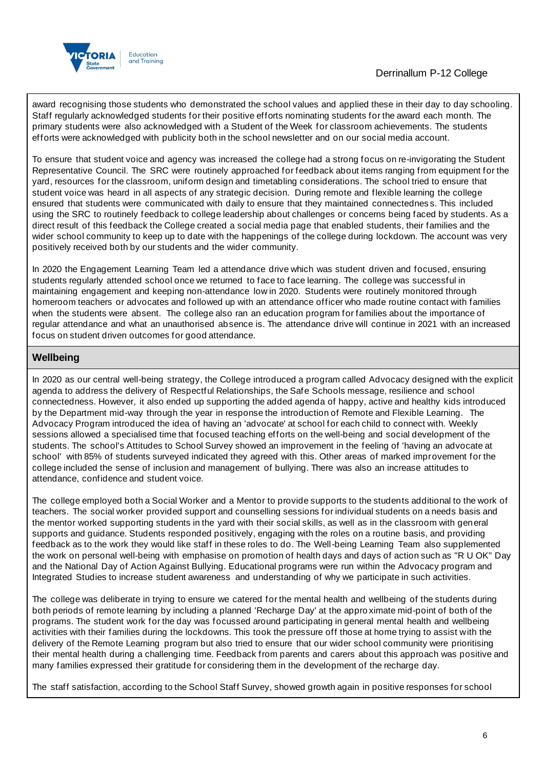award recognising those students who demonstrated the school values and applied these in their day to day schooling. Staff regularly acknowledged students for their positive efforts nominating students for the award each month. The primary students were also acknowledged with a Student of the Week for classroom achievements. The students efforts were acknowledged with publicity both in the school newsletter and on our social media account.

To ensure that student voice and agency was increased the college had a strong focus on re-invigorating the Student Representative Council. The SRC were routinely approached for feedback about items ranging from equipment for the yard, resources for the classroom, uniform design and timetabling considerations. The school tried to ensure that student voice was heard in all aspects of any strategic decision. During remote and flexible learning the college ensured that students were communicated with daily to ensure that they maintained connectedness. This included using the SRC to routinely feedback to college leadership about challenges or concerns being faced by students. As a direct result of this feedback the College created a social media page that enabled students, their families and the wider school community to keep up to date with the happenings of the college during lockdown. The account was very positively received both by our students and the wider community.

In 2020 the Engagement Learning Team led a attendance drive which was student driven and focused, ensuring students regularly attended school once we returned to face to face learning. The college was successful in maintaining engagement and keeping non-attendance low in 2020. Students were routinely monitored through homeroom teachers or advocates and followed up with an attendance officer who made routine contact with families when the students were absent. The college also ran an education program for families about the importance of regular attendance and what an unauthorised absence is. The attendance drive will continue in 2021 with an increased focus on student driven outcomes for good attendance.

## Wellbeing

In 2020 as our central well-being strategy, the College introduced a program called Advocacy designed with the explicit agenda to address the delivery of Respectful Relationships, the Safe Schools message, resilience and school connectedness. However, it also ended up supporting the added agenda of happy, active and healthy kids introduced by the Department mid-way through the year in response the introduction of Remote and Flexible Learning. The Advocacy Program introduced the idea of having an 'advocate' at school for each child to connect with. Weekly sessions allowed a specialised time that focused teaching efforts on the well-being and social development of the students. The school's Attitudes to School Survey showed an improvement in the feeling of 'having an advocate at school' with 85% of students surveyed indicated they agreed with this. Other areas of marked improvement for the college included the sense of inclusion and management of bullying. There was also an increase attitudes to attendance, confidence and student voice.

The college employed both a Social Worker and a Mentor to provide supports to the students additional to the work of teachers. The social worker provided support and counselling sessions for individual students on a needs basis and the mentor worked supporting students in the yard with their social skills, as well as in the classroom with general supports and guidance. Students responded positively, engaging with the roles on a routine basis, and providing feedback as to the work they would like staff in these roles to do. The Well-being Learning Team also supplemented the work on personal well-being with emphasise on promotion of health days and days of action such as "R U OK" Day and the National Day of Action Against Bullying. Educational programs were run within the Advocacy program and Integrated Studies to increase student awareness and understanding of why we participate in such activities.

The college was deliberate in trying to ensure we catered for the mental health and wellbeing of the students during both periods of remote learning by including a planned 'Recharge Day' at the approximate mid-point of both of the programs. The student work for the day was focussed around participating in general mental health and wellbeing activities with their families during the lockdowns. This took the pressure off those at home trying to assist with the delivery of the Remote Learning program but also tried to ensure that our wider school community were prioritising their mental health during a challenging time. Feedback from parents and carers about this approach was positive and many families expressed their gratitude for considering them in the development of the recharge day.

The staff satisfaction, according to the School Staff Survey, showed growth again in positive responses for school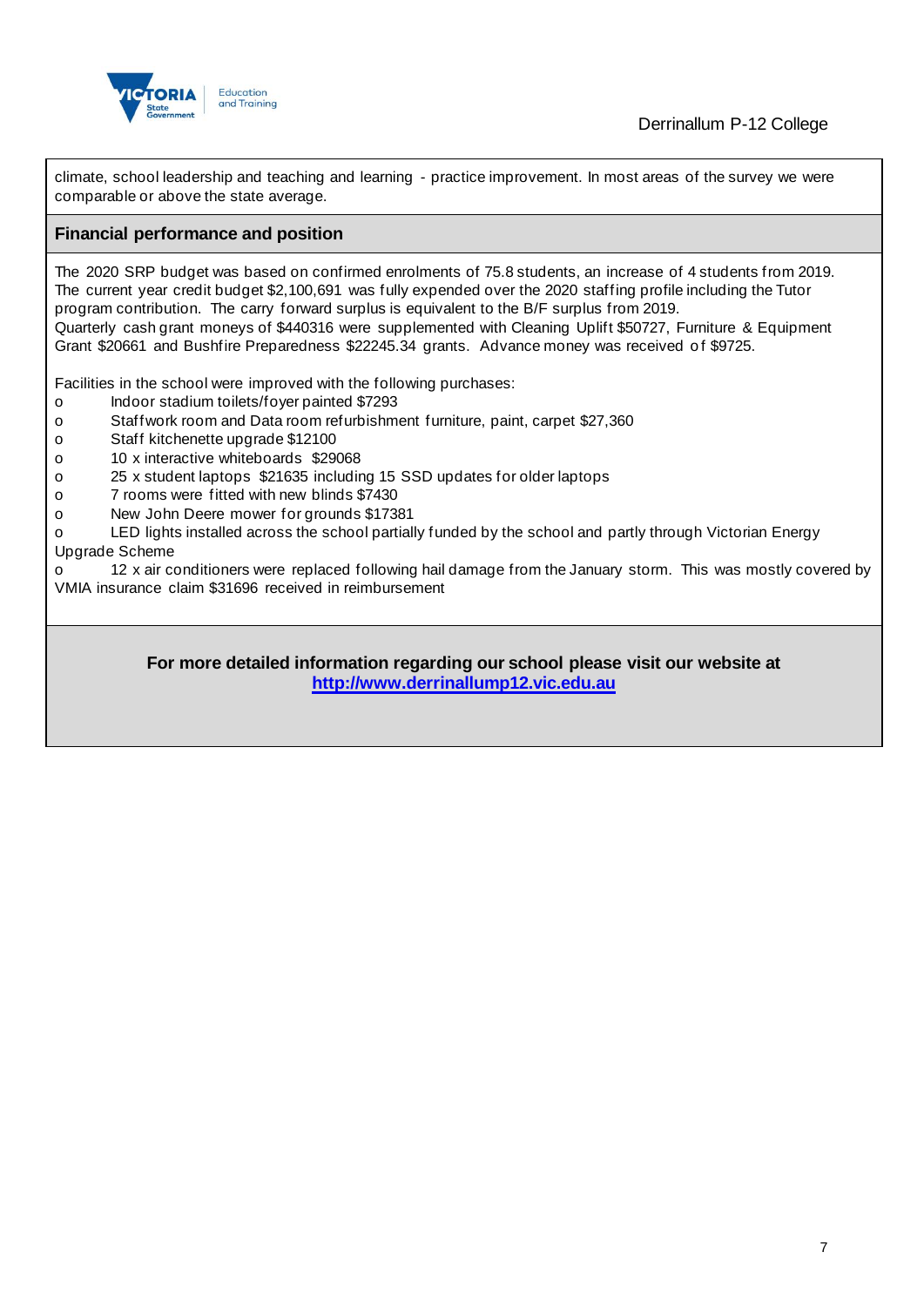climate, school leadership and teaching and learning - practice improvement. In most areas of the survey we were comparable or above the state average.

## Financial performance and position

The 2020 SRP budget was based on confirmed enrolments of 75.8 students, an increase of 4 students from 2019. The current year credit budget $2,100,691 was fully expended over the 2020 staffing profile including the Tutor program contribution. The carry forward surplus is equivalent to the B/F surplus from 2019.
Quarterly cash grant moneys of $440316 were supplemented with Cleaning Uplift $50727, Furniture & Equipment Grant $20661 and Bushfire Preparedness $22245.34 grants. Advance money was received of $9725.

Facilities in the school were improved with the following purchases:

- Indoor stadium toilets/foyer painted $7293
- Staffwork room and Data room refurbishment furniture, paint, carpet $27,360
- Staff kitchenette upgrade $12100
- 10 x interactive whiteboards $29068
- 25 x student laptops $21635 including 15 SSD updates for older laptops
- 7 rooms were fitted with new blinds $7430
- New John Deere mower for grounds $17381
- LED lights installed across the school partially funded by the school and partly through Victorian Energy Upgrade Scheme
- 12 x air conditioners were replaced following hail damage from the January storm. This was mostly covered by VMIA insurance claim $31696 received in reimbursement

**For more detailed information regarding our school please visit our website at [http://www.derrinallump12.vic.edu.au](http://www.derrinallump12.vic.edu.au)**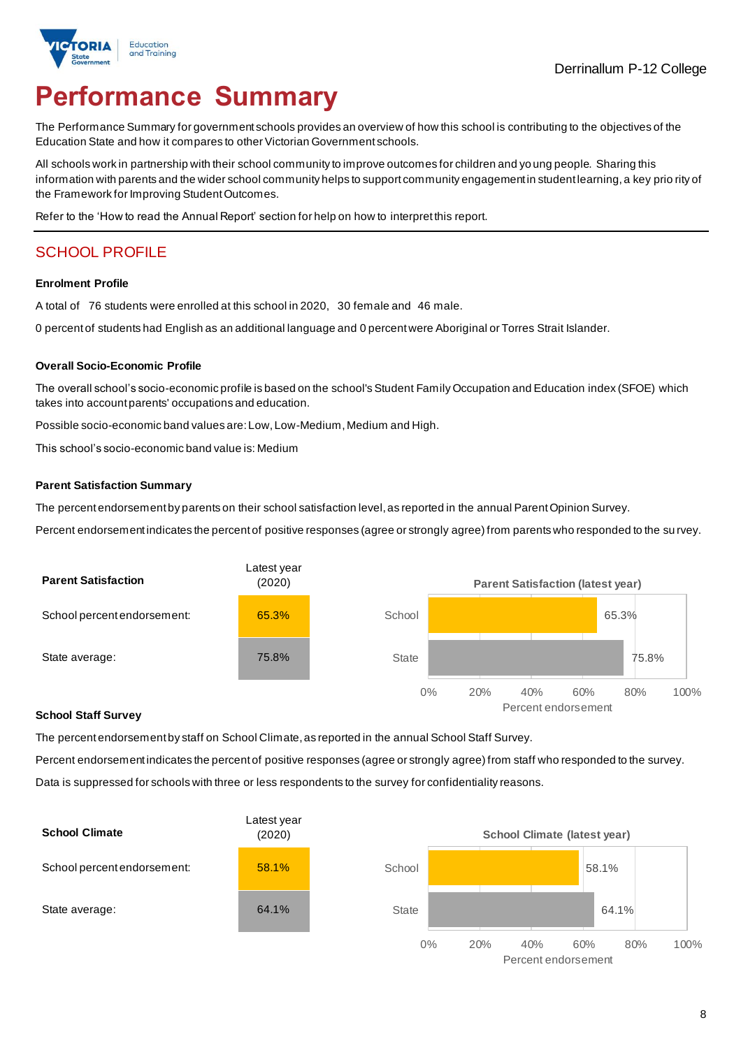Derrinallum P-12 College

# Performance Summary

The Performance Summary for government schools provides an overview of how this school is contributing to the objectives of the Education State and how it compares to other Victorian Government schools.

All schools work in partnership with their school community to improve outcomes for children and young people. Sharing this information with parents and the wider school community helps to support community engagement in student learning, a key priority of the Framework for Improving Student Outcomes.

Refer to the 'How to read the Annual Report' section for help on how to interpret this report.

## SCHOOL PROFILE

### Enrolment Profile

A total of 76 students were enrolled at this school in 2020, 30 female and 46 male.

0 percent of students had English as an additional language and 0 percent were Aboriginal or Torres Strait Islander.

### Overall Socio-Economic Profile

The overall school's socio-economic profile is based on the school's Student Family Occupation and Education index (SFOE) which takes into account parents' occupations and education.

Possible socio-economic band values are: Low, Low-Medium, Medium and High.

This school's socio-economic band value is: Medium

### Parent Satisfaction Summary

The percent endorsement by parents on their school satisfaction level, as reported in the annual Parent Opinion Survey.

Percent endorsement indicates the percent of positive responses (agree or strongly agree) from parents who responded to the survey.

| Parent Satisfaction | Latest year (2020) |
|---|---|
| School percent endorsement: | 65.3% |
| State average: | 75.8% |

### School Staff Survey

The percent endorsement by staff on School Climate, as reported in the annual School Staff Survey.

Percent endorsement indicates the percent of positive responses (agree or strongly agree) from staff who responded to the survey.

Data is suppressed for schools with three or less respondents to the survey for confidentiality reasons.

| School Climate | Latest year (2020) |
|---|---|
| School percent endorsement: | 58.1% |
| State average: | 64.1% |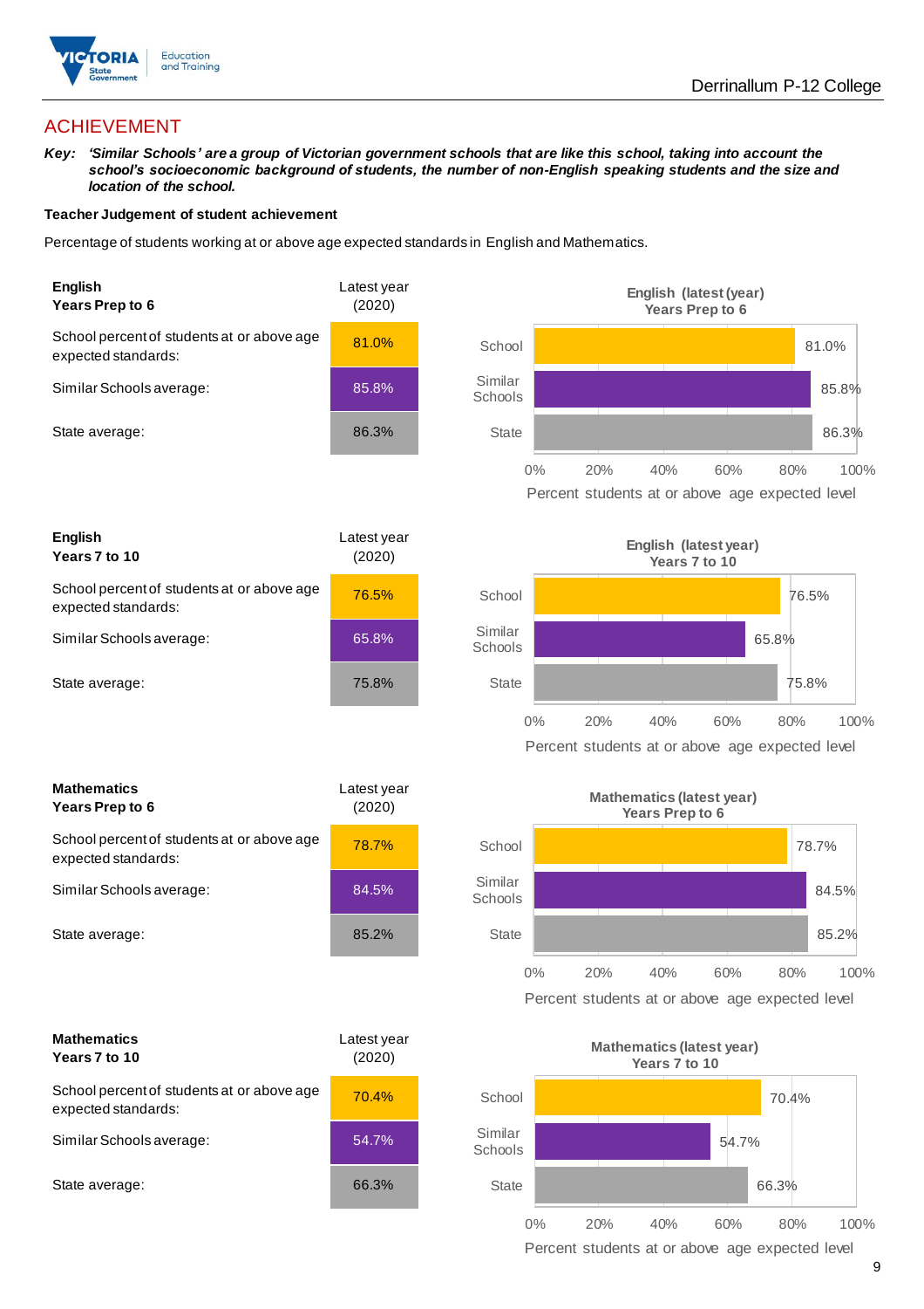## ACHIEVEMENT

***Key:*** ***'Similar Schools' are a group of Victorian government schools that are like this school, taking into account the school's socioeconomic background of students, the number of non-English speaking students and the size and location of the school.***

**Teacher Judgement of student achievement**

Percentage of students working at or above age expected standards in English and Mathematics.

| **English Years Prep to 6** | Latest year (2020) |
|---|---|
| School percent of students at or above age expected standards: | 81.0% |
| Similar Schools average: | 85.8% |
| State average: | 86.3% |

**English (latest year) Years Prep to 6**

| | Percent students at or above age expected level |
|---|---|
| School | 81.0% |
| Similar Schools | 85.8% |
| State | 86.3% |

| **English Years 7 to 10** | Latest year (2020) |
|---|---|
| School percent of students at or above age expected standards: | 76.5% |
| Similar Schools average: | 65.8% |
| State average: | 75.8% |

**English (latest year) Years 7 to 10**

| | Percent students at or above age expected level |
|---|---|
| School | 76.5% |
| Similar Schools | 65.8% |
| State | 75.8% |

| **Mathematics Years Prep to 6** | Latest year (2020) |
|---|---|
| School percent of students at or above age expected standards: | 78.7% |
| Similar Schools average: | 84.5% |
| State average: | 85.2% |

**Mathematics (latest year) Years Prep to 6**

| | Percent students at or above age expected level |
|---|---|
| School | 78.7% |
| Similar Schools | 84.5% |
| State | 85.2% |

| **Mathematics Years 7 to 10** | Latest year (2020) |
|---|---|
| School percent of students at or above age expected standards: | 70.4% |
| Similar Schools average: | 54.7% |
| State average: | 66.3% |

**Mathematics (latest year) Years 7 to 10**

| | Percent students at or above age expected level |
|---|---|
| School | 70.4% |
| Similar Schools | 54.7% |
| State | 66.3% |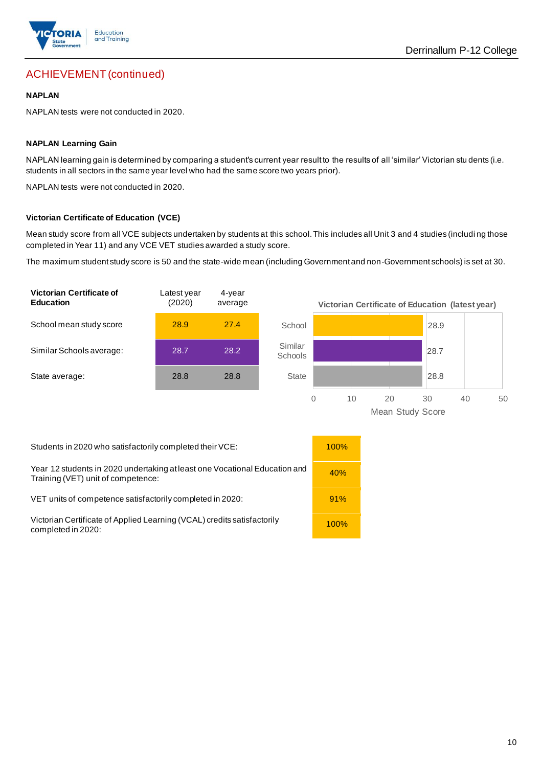## ACHIEVEMENT (continued)

### NAPLAN

NAPLAN tests were not conducted in 2020.

### NAPLAN Learning Gain

NAPLAN learning gain is determined by comparing a student's current year result to the results of all 'similar' Victorian students (i.e. students in all sectors in the same year level who had the same score two years prior).

NAPLAN tests were not conducted in 2020.

### Victorian Certificate of Education (VCE)

Mean study score from all VCE subjects undertaken by students at this school. This includes all Unit 3 and 4 studies (including those completed in Year 11) and any VCE VET studies awarded a study score.

The maximum student study score is 50 and the state-wide mean (including Government and non-Government schools) is set at 30.

| Victorian Certificate of Education | Latest year (2020) | 4-year average |
|---|---|---|
| School mean study score | 28.9 | 27.4 |
| Similar Schools average: | 28.7 | 28.2 |
| State average: | 28.8 | 28.8 |

**Victorian Certificate of Education (latest year)**

| | Mean Study Score |
|---|---|
| School | 28.9 |
| Similar Schools | 28.7 |
| State | 28.8 |

| | |
|---|---|
| Students in 2020 who satisfactorily completed their VCE: | 100% |
| Year 12 students in 2020 undertaking at least one Vocational Education and Training (VET) unit of competence: | 40% |
| VET units of competence satisfactorily completed in 2020: | 91% |
| Victorian Certificate of Applied Learning (VCAL) credits satisfactorily completed in 2020: | 100% |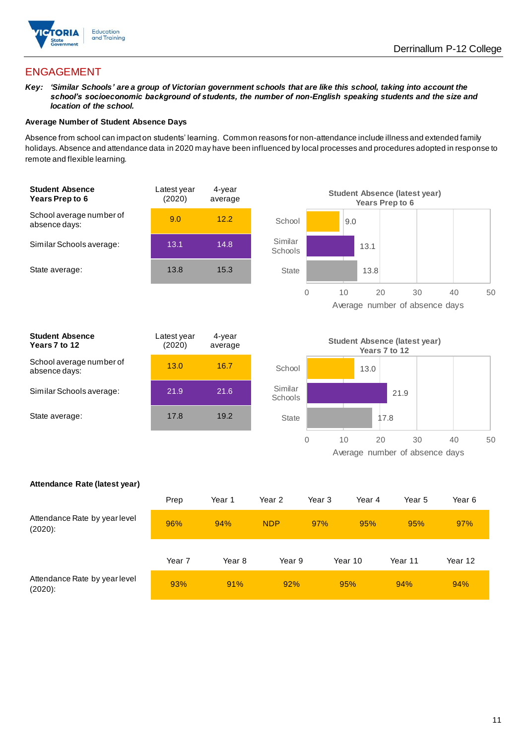## ENGAGEMENT

***Key:** 'Similar Schools' are a group of Victorian government schools that are like this school, taking into account the school's socioeconomic background of students, the number of non-English speaking students and the size and location of the school.*

**Average Number of Student Absence Days**

Absence from school can impact on students' learning. Common reasons for non-attendance include illness and extended family holidays. Absence and attendance data in 2020 may have been influenced by local processes and procedures adopted in response to remote and flexible learning.

| **Student Absence Years Prep to 6** | Latest year (2020) | 4-year average |
|---|---|---|
| School average number of absence days: | 9.0 | 12.2 |
| Similar Schools average: | 13.1 | 14.8 |
| State average: | 13.8 | 15.3 |

**Student Absence (latest year) Years Prep to 6**

| | Average number of absence days |
|---|---|
| School | 9.0 |
| Similar Schools | 13.1 |
| State | 13.8 |

| **Student Absence Years 7 to 12** | Latest year (2020) | 4-year average |
|---|---|---|
| School average number of absence days: | 13.0 | 16.7 |
| Similar Schools average: | 21.9 | 21.6 |
| State average: | 17.8 | 19.2 |

**Student Absence (latest year) Years 7 to 12**

| | Average number of absence days |
|---|---|
| School | 13.0 |
| Similar Schools | 21.9 |
| State | 17.8 |

**Attendance Rate (latest year)**

| | Prep | Year 1 | Year 2 | Year 3 | Year 4 | Year 5 | Year 6 |
|---|---|---|---|---|---|---|---|
| Attendance Rate by year level (2020): | 96% | 94% | NDP | 97% | 95% | 95% | 97% |

| | Year 7 | Year 8 | Year 9 | Year 10 | Year 11 | Year 12 |
|---|---|---|---|---|---|---|
| Attendance Rate by year level (2020): | 93% | 91% | 92% | 95% | 94% | 94% |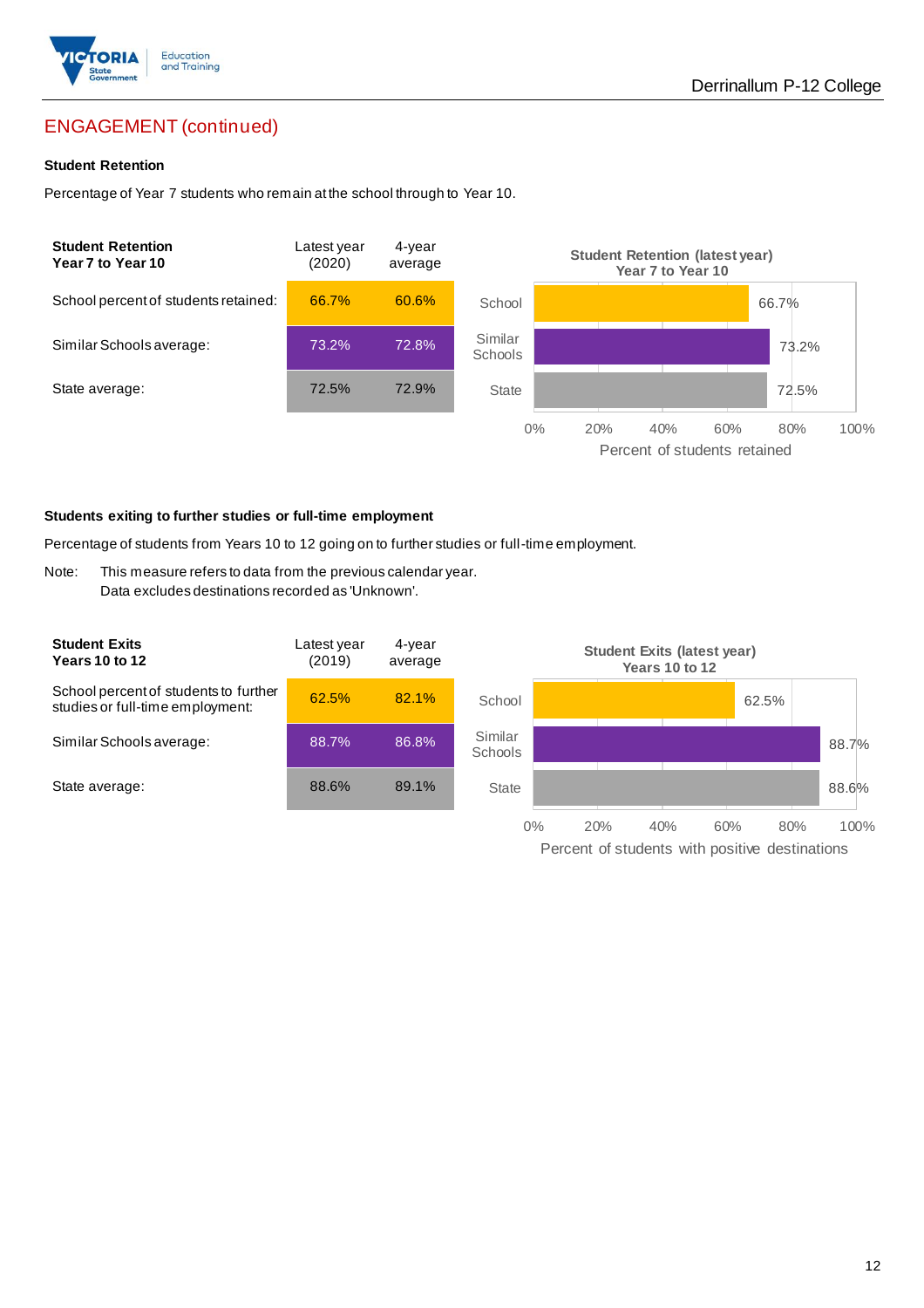## ENGAGEMENT (continued)

### Student Retention

Percentage of Year 7 students who remain at the school through to Year 10.

| Student Retention Year 7 to Year 10 | Latest year (2020) | 4-year average |
| --- | --- | --- |
| School percent of students retained: | 66.7% | 60.6% |
| Similar Schools average: | 73.2% | 72.8% |
| State average: | 72.5% | 72.9% |

**Student Retention (latest year) Year 7 to Year 10**

| | Percent of students retained |
| --- | --- |
| School | 66.7% |
| Similar Schools | 73.2% |
| State | 72.5% |

### Students exiting to further studies or full-time employment

Percentage of students from Years 10 to 12 going on to further studies or full-time employment.

Note: This measure refers to data from the previous calendar year.
Data excludes destinations recorded as 'Unknown'.

| Student Exits Years 10 to 12 | Latest year (2019) | 4-year average |
| --- | --- | --- |
| School percent of students to further studies or full-time employment: | 62.5% | 82.1% |
| Similar Schools average: | 88.7% | 86.8% |
| State average: | 88.6% | 89.1% |

**Student Exits (latest year) Years 10 to 12**

| | Percent of students with positive destinations |
| --- | --- |
| School | 62.5% |
| Similar Schools | 88.7% |
| State | 88.6% |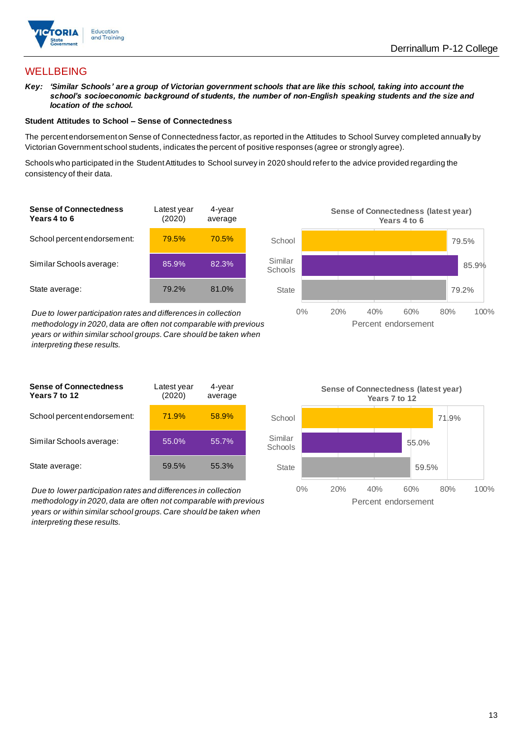## WELLBEING

***Key:*** ***'Similar Schools' are a group of Victorian government schools that are like this school, taking into account the school's socioeconomic background of students, the number of non-English speaking students and the size and location of the school.***

**Student Attitudes to School – Sense of Connectedness**

The percent endorsement on Sense of Connectedness factor, as reported in the Attitudes to School Survey completed annually by Victorian Government school students, indicates the percent of positive responses (agree or strongly agree).

Schools who participated in the Student Attitudes to School survey in 2020 should refer to the advice provided regarding the consistency of their data.

| **Sense of Connectedness Years 4 to 6** | Latest year (2020) | 4-year average |
|---|---|---|
| School percent endorsement: | 79.5% | 70.5% |
| Similar Schools average: | 85.9% | 82.3% |
| State average: | 79.2% | 81.0% |

*Due to lower participation rates and differences in collection methodology in 2020, data are often not comparable with previous years or within similar school groups. Care should be taken when interpreting these results.*

**Sense of Connectedness (latest year) Years 4 to 6**

| | Percent endorsement |
|---|---|
| School | 79.5% |
| Similar Schools | 85.9% |
| State | 79.2% |

| **Sense of Connectedness Years 7 to 12** | Latest year (2020) | 4-year average |
|---|---|---|
| School percent endorsement: | 71.9% | 58.9% |
| Similar Schools average: | 55.0% | 55.7% |
| State average: | 59.5% | 55.3% |

*Due to lower participation rates and differences in collection methodology in 2020, data are often not comparable with previous years or within similar school groups. Care should be taken when interpreting these results.*

**Sense of Connectedness (latest year) Years 7 to 12**

| | Percent endorsement |
|---|---|
| School | 71.9% |
| Similar Schools | 55.0% |
| State | 59.5% |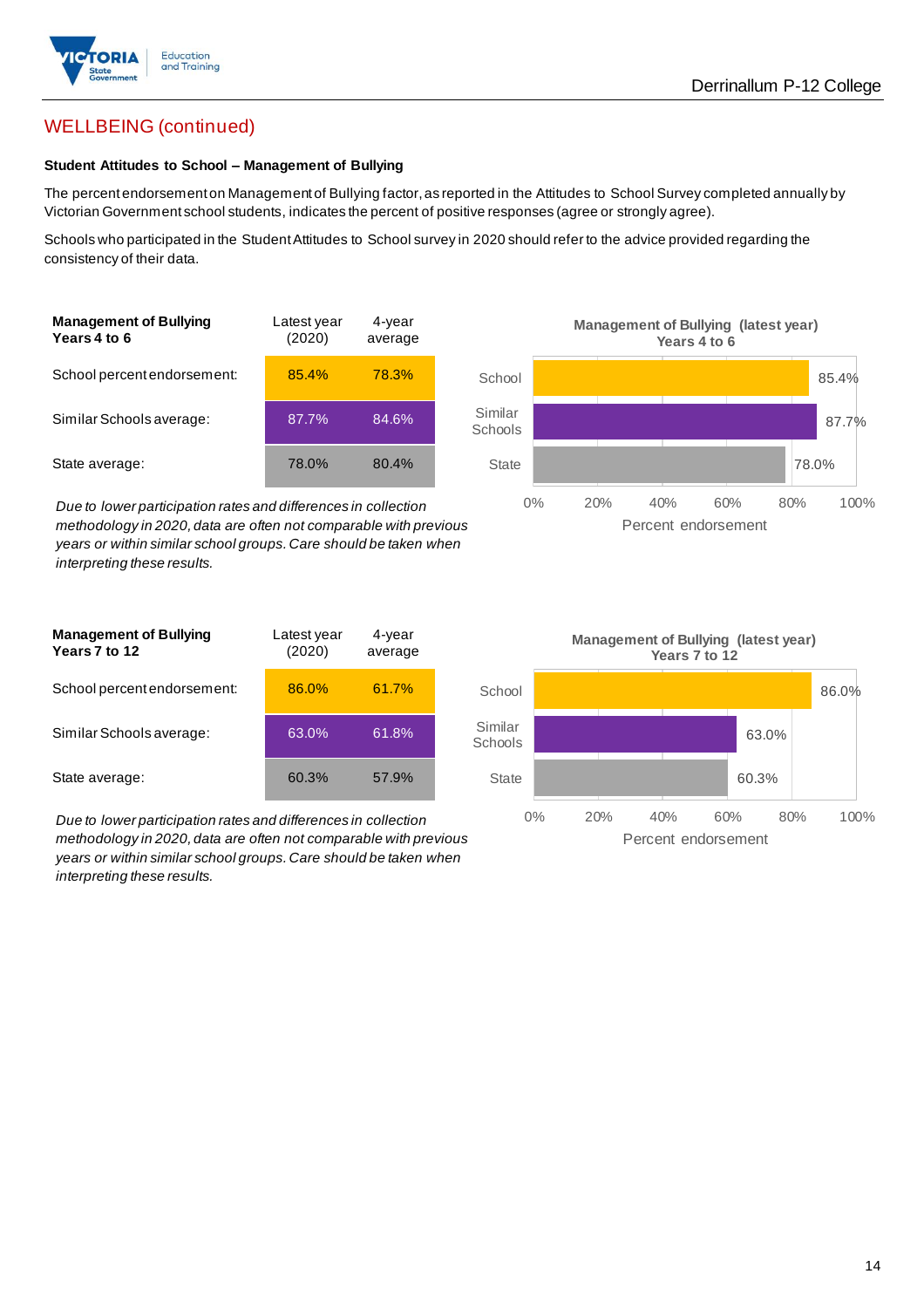## WELLBEING (continued)

**Student Attitudes to School – Management of Bullying**

The percent endorsement on Management of Bullying factor, as reported in the Attitudes to School Survey completed annually by Victorian Government school students, indicates the percent of positive responses (agree or strongly agree).

Schools who participated in the Student Attitudes to School survey in 2020 should refer to the advice provided regarding the consistency of their data.

| **Management of Bullying Years 4 to 6** | Latest year (2020) | 4-year average |
|---|---|---|
| School percent endorsement: | 85.4% | 78.3% |
| Similar Schools average: | 87.7% | 84.6% |
| State average: | 78.0% | 80.4% |

*Due to lower participation rates and differences in collection methodology in 2020, data are often not comparable with previous years or within similar school groups. Care should be taken when interpreting these results.*

**Management of Bullying (latest year) Years 4 to 6**

| | Percent endorsement |
|---|---|
| School | 85.4% |
| Similar Schools | 87.7% |
| State | 78.0% |

| **Management of Bullying Years 7 to 12** | Latest year (2020) | 4-year average |
|---|---|---|
| School percent endorsement: | 86.0% | 61.7% |
| Similar Schools average: | 63.0% | 61.8% |
| State average: | 60.3% | 57.9% |

*Due to lower participation rates and differences in collection methodology in 2020, data are often not comparable with previous years or within similar school groups. Care should be taken when interpreting these results.*

**Management of Bullying (latest year) Years 7 to 12**

| | Percent endorsement |
|---|---|
| School | 86.0% |
| Similar Schools | 63.0% |
| State | 60.3% |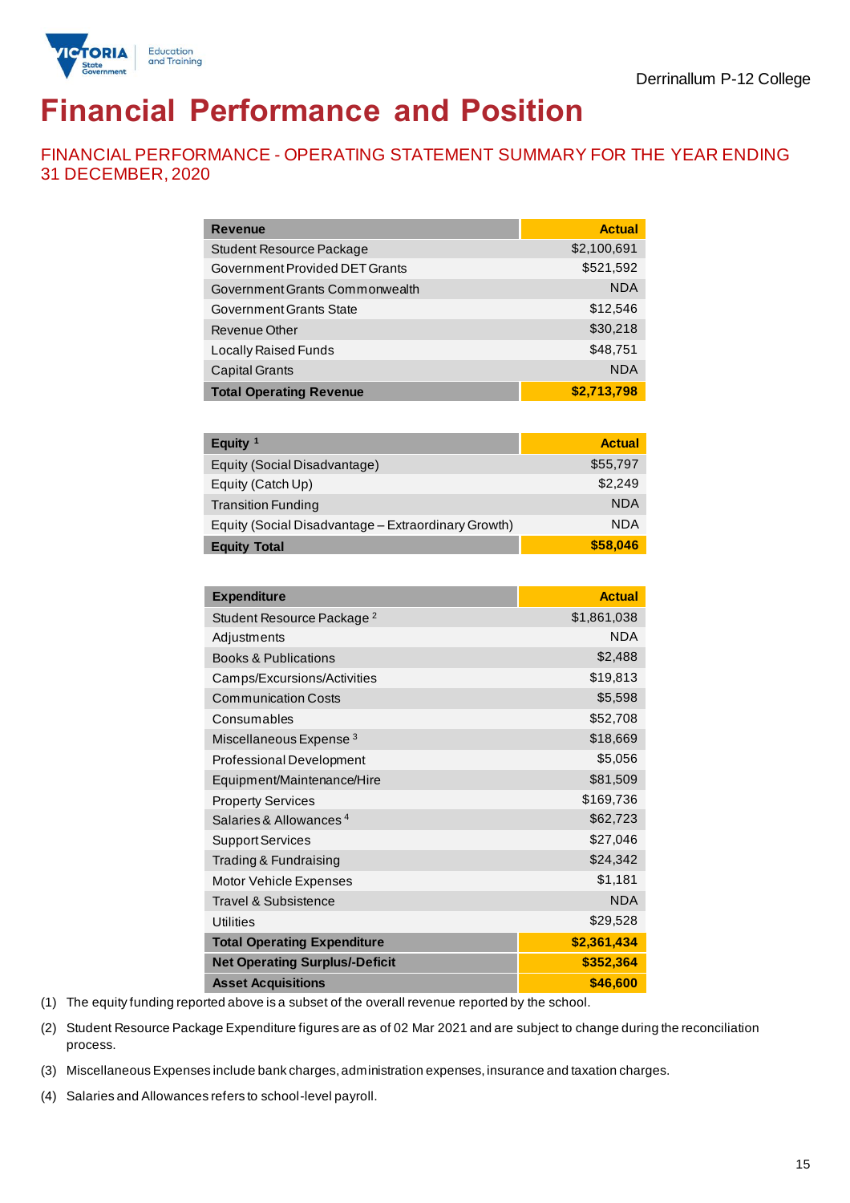Derrinallum P-12 College

# Financial Performance and Position

## FINANCIAL PERFORMANCE - OPERATING STATEMENT SUMMARY FOR THE YEAR ENDING 31 DECEMBER, 2020

| Revenue | Actual |
|---|---|
| Student Resource Package | $2,100,691 |
| Government Provided DET Grants | $521,592 |
| Government Grants Commonwealth | NDA |
| Government Grants State | $12,546 |
| Revenue Other | $30,218 |
| Locally Raised Funds | $48,751 |
| Capital Grants | NDA |
| **Total Operating Revenue** | **$2,713,798** |

| Equity [1] | Actual |
|---|---|
| Equity (Social Disadvantage) | $55,797 |
| Equity (Catch Up) | $2,249 |
| Transition Funding | NDA |
| Equity (Social Disadvantage – Extraordinary Growth) | NDA |
| **Equity Total** | **$58,046** |

| Expenditure | Actual |
|---|---|
| Student Resource Package [2] | $1,861,038 |
| Adjustments | NDA |
| Books & Publications | $2,488 |
| Camps/Excursions/Activities | $19,813 |
| Communication Costs | $5,598 |
| Consumables | $52,708 |
| Miscellaneous Expense [3] | $18,669 |
| Professional Development | $5,056 |
| Equipment/Maintenance/Hire | $81,509 |
| Property Services | $169,736 |
| Salaries & Allowances [4] | $62,723 |
| Support Services | $27,046 |
| Trading & Fundraising | $24,342 |
| Motor Vehicle Expenses | $1,181 |
| Travel & Subsistence | NDA |
| Utilities | $29,528 |
| **Total Operating Expenditure** | **$2,361,434** |
| **Net Operating Surplus/-Deficit** | **$352,364** |
| **Asset Acquisitions** | **$46,600** |

(1) The equity funding reported above is a subset of the overall revenue reported by the school.

(2) Student Resource Package Expenditure figures are as of 02 Mar 2021 and are subject to change during the reconciliation process.

(3) Miscellaneous Expenses include bank charges, administration expenses, insurance and taxation charges.

(4) Salaries and Allowances refers to school-level payroll.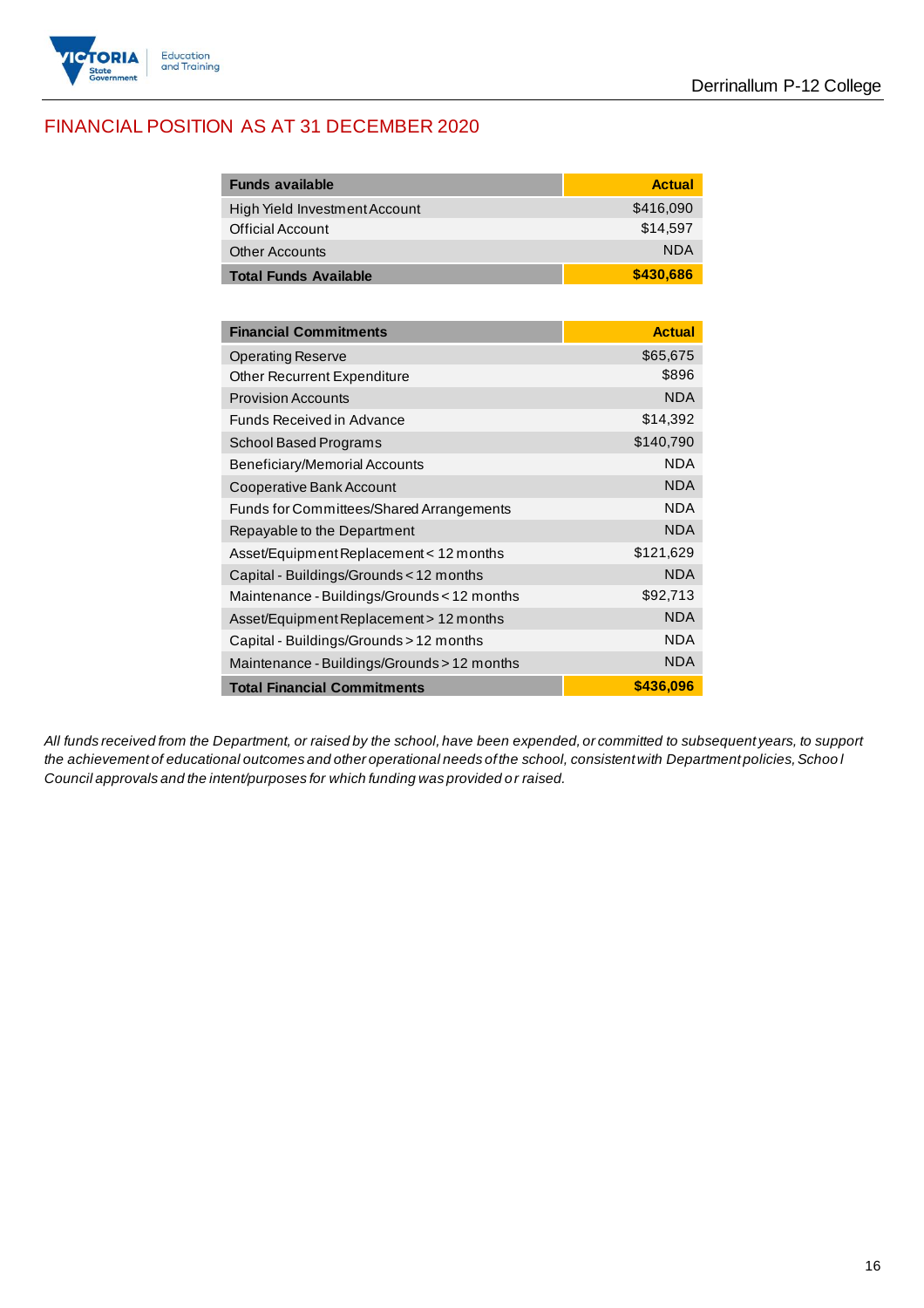# FINANCIAL POSITION AS AT 31 DECEMBER 2020

| Funds available | Actual |
| --- | --- |
| High Yield Investment Account | $416,090 |
| Official Account | $14,597 |
| Other Accounts | NDA |
| **Total Funds Available** | **$430,686** |

| Financial Commitments | Actual |
| --- | --- |
| Operating Reserve | $65,675 |
| Other Recurrent Expenditure | $896 |
| Provision Accounts | NDA |
| Funds Received in Advance | $14,392 |
| School Based Programs | $140,790 |
| Beneficiary/Memorial Accounts | NDA |
| Cooperative Bank Account | NDA |
| Funds for Committees/Shared Arrangements | NDA |
| Repayable to the Department | NDA |
| Asset/Equipment Replacement < 12 months | $121,629 |
| Capital - Buildings/Grounds < 12 months | NDA |
| Maintenance - Buildings/Grounds < 12 months | $92,713 |
| Asset/Equipment Replacement > 12 months | NDA |
| Capital - Buildings/Grounds > 12 months | NDA |
| Maintenance - Buildings/Grounds > 12 months | NDA |
| **Total Financial Commitments** | **$436,096** |

*All funds received from the Department, or raised by the school, have been expended, or committed to subsequent years, to support the achievement of educational outcomes and other operational needs of the school, consistent with Department policies, School Council approvals and the intent/purposes for which funding was provided or raised.*